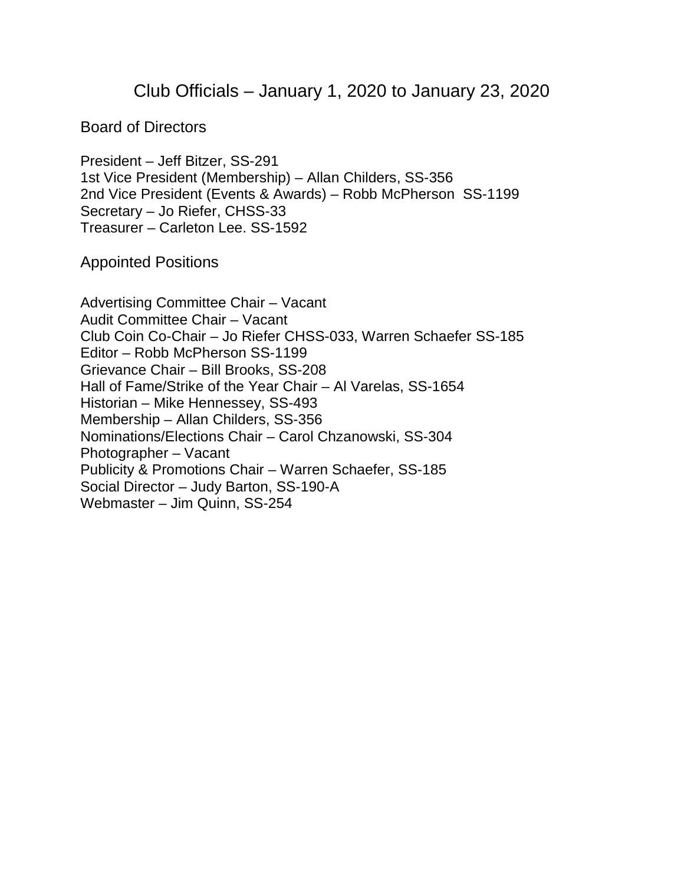# Club Officials – January 1, 2020 to January 23, 2020

## Board of Directors

President – Jeff Bitzer, SS-291
1st Vice President (Membership) – Allan Childers, SS-356
2nd Vice President (Events & Awards) – Robb McPherson SS-1199
Secretary – Jo Riefer, CHSS-33
Treasurer – Carleton Lee. SS-1592

## Appointed Positions

Advertising Committee Chair – Vacant
Audit Committee Chair – Vacant
Club Coin Co-Chair – Jo Riefer CHSS-033, Warren Schaefer SS-185
Editor – Robb McPherson SS-1199
Grievance Chair – Bill Brooks, SS-208
Hall of Fame/Strike of the Year Chair – Al Varelas, SS-1654
Historian – Mike Hennessey, SS-493
Membership – Allan Childers, SS-356
Nominations/Elections Chair – Carol Chzanowski, SS-304
Photographer – Vacant
Publicity & Promotions Chair – Warren Schaefer, SS-185
Social Director – Judy Barton, SS-190-A
Webmaster – Jim Quinn, SS-254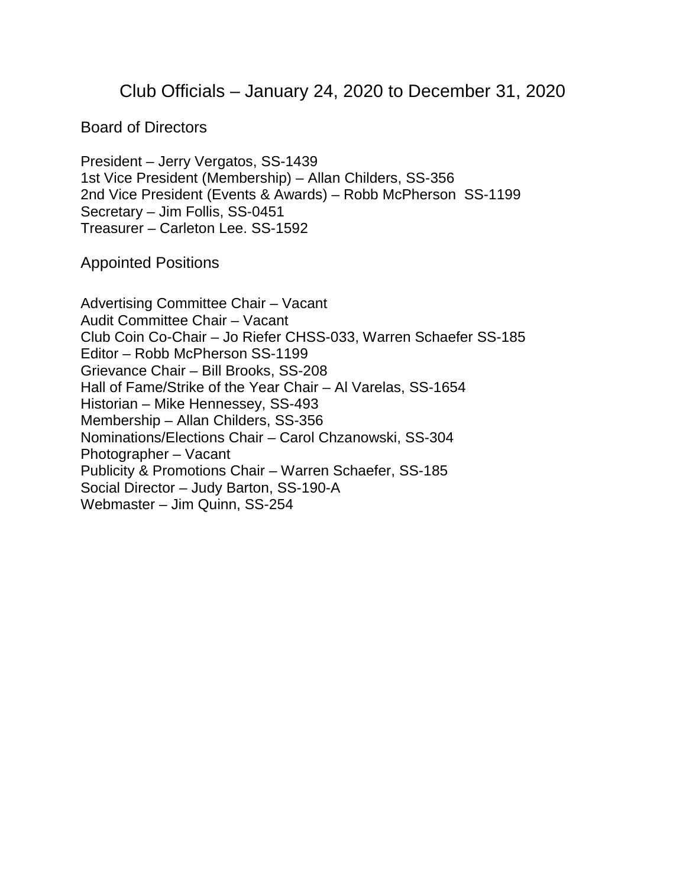# Club Officials – January 24, 2020 to December 31, 2020

## Board of Directors

President – Jerry Vergatos, SS-1439
1st Vice President (Membership) – Allan Childers, SS-356
2nd Vice President (Events & Awards) – Robb McPherson SS-1199
Secretary – Jim Follis, SS-0451
Treasurer – Carleton Lee. SS-1592

## Appointed Positions

Advertising Committee Chair – Vacant
Audit Committee Chair – Vacant
Club Coin Co-Chair – Jo Riefer CHSS-033, Warren Schaefer SS-185
Editor – Robb McPherson SS-1199
Grievance Chair – Bill Brooks, SS-208
Hall of Fame/Strike of the Year Chair – Al Varelas, SS-1654
Historian – Mike Hennessey, SS-493
Membership – Allan Childers, SS-356
Nominations/Elections Chair – Carol Chzanowski, SS-304
Photographer – Vacant
Publicity & Promotions Chair – Warren Schaefer, SS-185
Social Director – Judy Barton, SS-190-A
Webmaster – Jim Quinn, SS-254